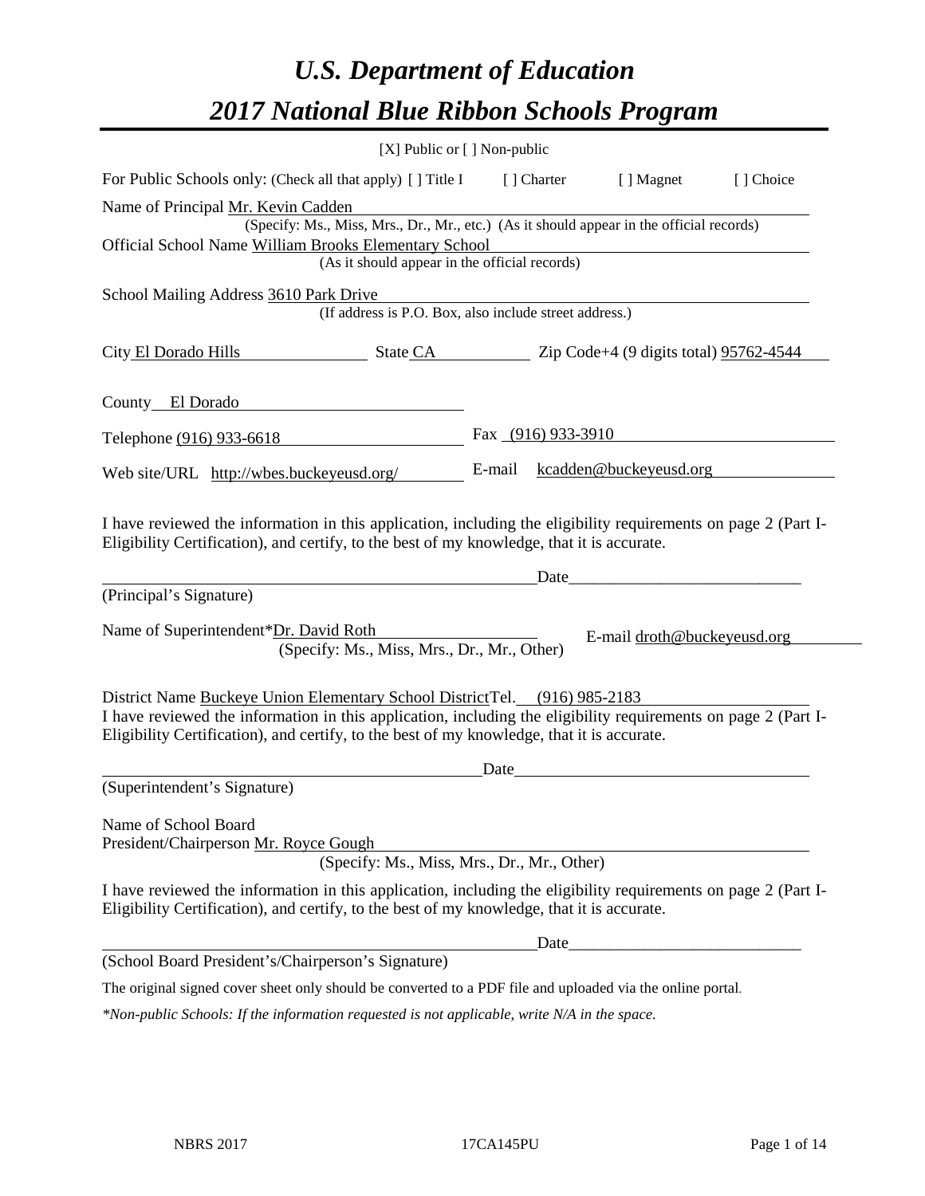# *U.S. Department of Education*

# *2017 National Blue Ribbon Schools Program*

[X] Public or [ ] Non-public

For Public Schools only: (Check all that apply) [ ] Title I [ ] Charter [ ] Magnet [ ] Choice

Name of Principal Mr. Kevin Cadden
(Specify: Ms., Miss, Mrs., Dr., Mr., etc.) (As it should appear in the official records)

Official School Name William Brooks Elementary School
(As it should appear in the official records)

School Mailing Address 3610 Park Drive
(If address is P.O. Box, also include street address.)

City El Dorado Hills State CA Zip Code+4 (9 digits total) 95762-4544

County El Dorado

Telephone (916) 933-6618 Fax (916) 933-3910

Web site/URL http://wbes.buckeyeusd.org/ E-mail kcadden@buckeyeusd.org

I have reviewed the information in this application, including the eligibility requirements on page 2 (Part I-Eligibility Certification), and certify, to the best of my knowledge, that it is accurate.

_______________________________________ Date_____________________________
(Principal's Signature)

Name of Superintendent*Dr. David Roth E-mail droth@buckeyeusd.org
(Specify: Ms., Miss, Mrs., Dr., Mr., Other)

District Name Buckeye Union Elementary School District Tel. (916) 985-2183

I have reviewed the information in this application, including the eligibility requirements on page 2 (Part I-Eligibility Certification), and certify, to the best of my knowledge, that it is accurate.

_______________________________________ Date_____________________________
(Superintendent's Signature)

Name of School Board
President/Chairperson Mr. Royce Gough
(Specify: Ms., Miss, Mrs., Dr., Mr., Other)

I have reviewed the information in this application, including the eligibility requirements on page 2 (Part I-Eligibility Certification), and certify, to the best of my knowledge, that it is accurate.

_______________________________________ Date_____________________________
(School Board President's/Chairperson's Signature)

The original signed cover sheet only should be converted to a PDF file and uploaded via the online portal.

*\*Non-public Schools: If the information requested is not applicable, write N/A in the space.*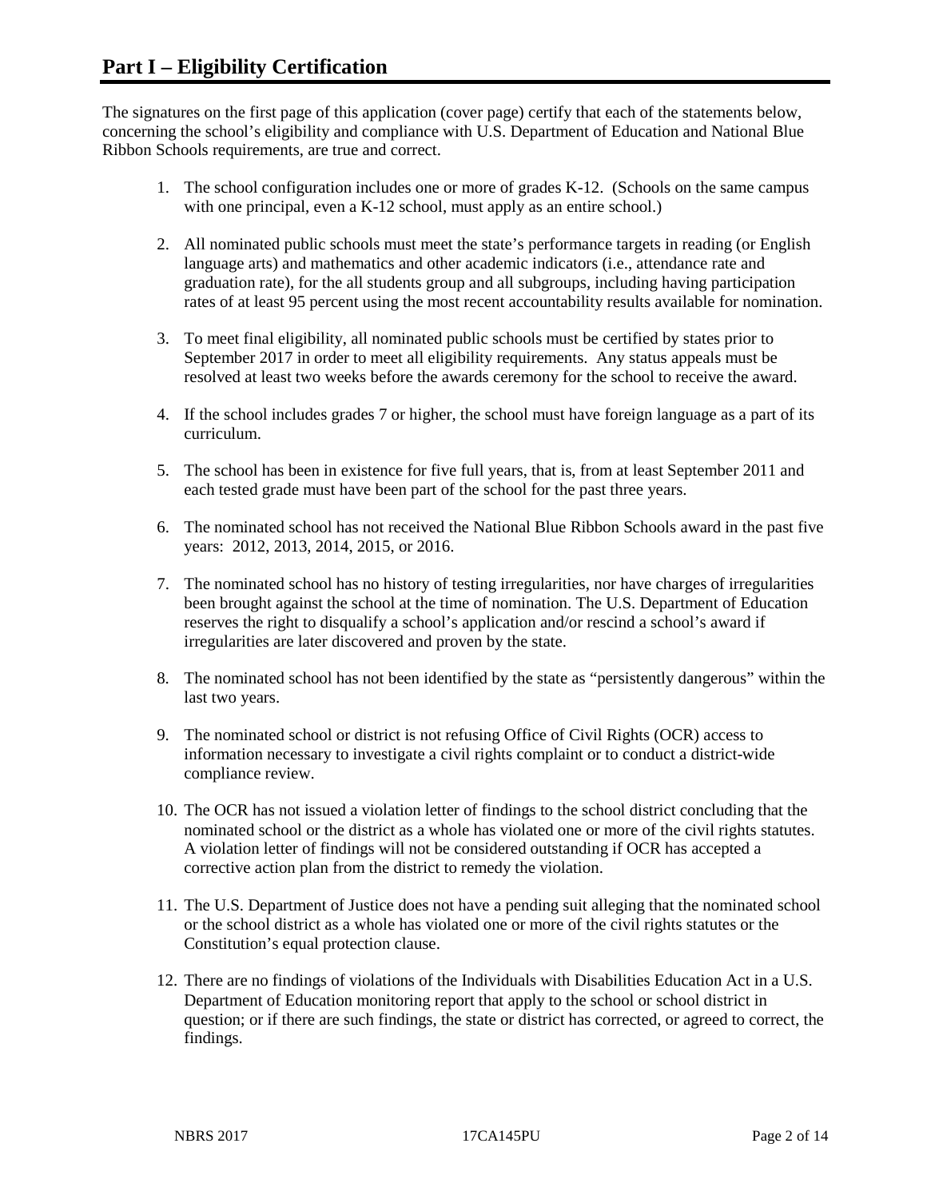# Part I – Eligibility Certification

The signatures on the first page of this application (cover page) certify that each of the statements below, concerning the school's eligibility and compliance with U.S. Department of Education and National Blue Ribbon Schools requirements, are true and correct.

1. The school configuration includes one or more of grades K-12. (Schools on the same campus with one principal, even a K-12 school, must apply as an entire school.)

2. All nominated public schools must meet the state's performance targets in reading (or English language arts) and mathematics and other academic indicators (i.e., attendance rate and graduation rate), for the all students group and all subgroups, including having participation rates of at least 95 percent using the most recent accountability results available for nomination.

3. To meet final eligibility, all nominated public schools must be certified by states prior to September 2017 in order to meet all eligibility requirements. Any status appeals must be resolved at least two weeks before the awards ceremony for the school to receive the award.

4. If the school includes grades 7 or higher, the school must have foreign language as a part of its curriculum.

5. The school has been in existence for five full years, that is, from at least September 2011 and each tested grade must have been part of the school for the past three years.

6. The nominated school has not received the National Blue Ribbon Schools award in the past five years: 2012, 2013, 2014, 2015, or 2016.

7. The nominated school has no history of testing irregularities, nor have charges of irregularities been brought against the school at the time of nomination. The U.S. Department of Education reserves the right to disqualify a school's application and/or rescind a school's award if irregularities are later discovered and proven by the state.

8. The nominated school has not been identified by the state as "persistently dangerous" within the last two years.

9. The nominated school or district is not refusing Office of Civil Rights (OCR) access to information necessary to investigate a civil rights complaint or to conduct a district-wide compliance review.

10. The OCR has not issued a violation letter of findings to the school district concluding that the nominated school or the district as a whole has violated one or more of the civil rights statutes. A violation letter of findings will not be considered outstanding if OCR has accepted a corrective action plan from the district to remedy the violation.

11. The U.S. Department of Justice does not have a pending suit alleging that the nominated school or the school district as a whole has violated one or more of the civil rights statutes or the Constitution's equal protection clause.

12. There are no findings of violations of the Individuals with Disabilities Education Act in a U.S. Department of Education monitoring report that apply to the school or school district in question; or if there are such findings, the state or district has corrected, or agreed to correct, the findings.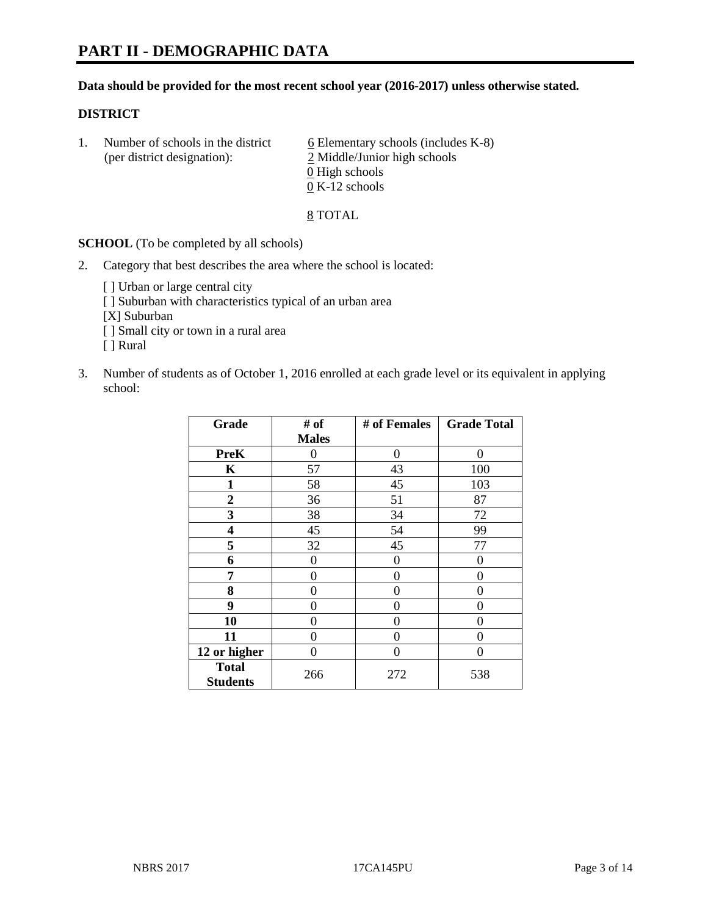# PART II - DEMOGRAPHIC DATA

**Data should be provided for the most recent school year (2016-2017) unless otherwise stated.**

**DISTRICT**

1. Number of schools in the district (per district designation):
   - 6 Elementary schools (includes K-8)
   - 2 Middle/Junior high schools
   - 0 High schools
   - 0 K-12 schools

   8 TOTAL

**SCHOOL** (To be completed by all schools)

2. Category that best describes the area where the school is located:

   [ ] Urban or large central city
   [ ] Suburban with characteristics typical of an urban area
   [X] Suburban
   [ ] Small city or town in a rural area
   [ ] Rural

3. Number of students as of October 1, 2016 enrolled at each grade level or its equivalent in applying school:

| Grade | # of Males | # of Females | Grade Total |
|---|---|---|---|
| **PreK** | 0 | 0 | 0 |
| **K** | 57 | 43 | 100 |
| **1** | 58 | 45 | 103 |
| **2** | 36 | 51 | 87 |
| **3** | 38 | 34 | 72 |
| **4** | 45 | 54 | 99 |
| **5** | 32 | 45 | 77 |
| **6** | 0 | 0 | 0 |
| **7** | 0 | 0 | 0 |
| **8** | 0 | 0 | 0 |
| **9** | 0 | 0 | 0 |
| **10** | 0 | 0 | 0 |
| **11** | 0 | 0 | 0 |
| **12 or higher** | 0 | 0 | 0 |
| **Total Students** | 266 | 272 | 538 |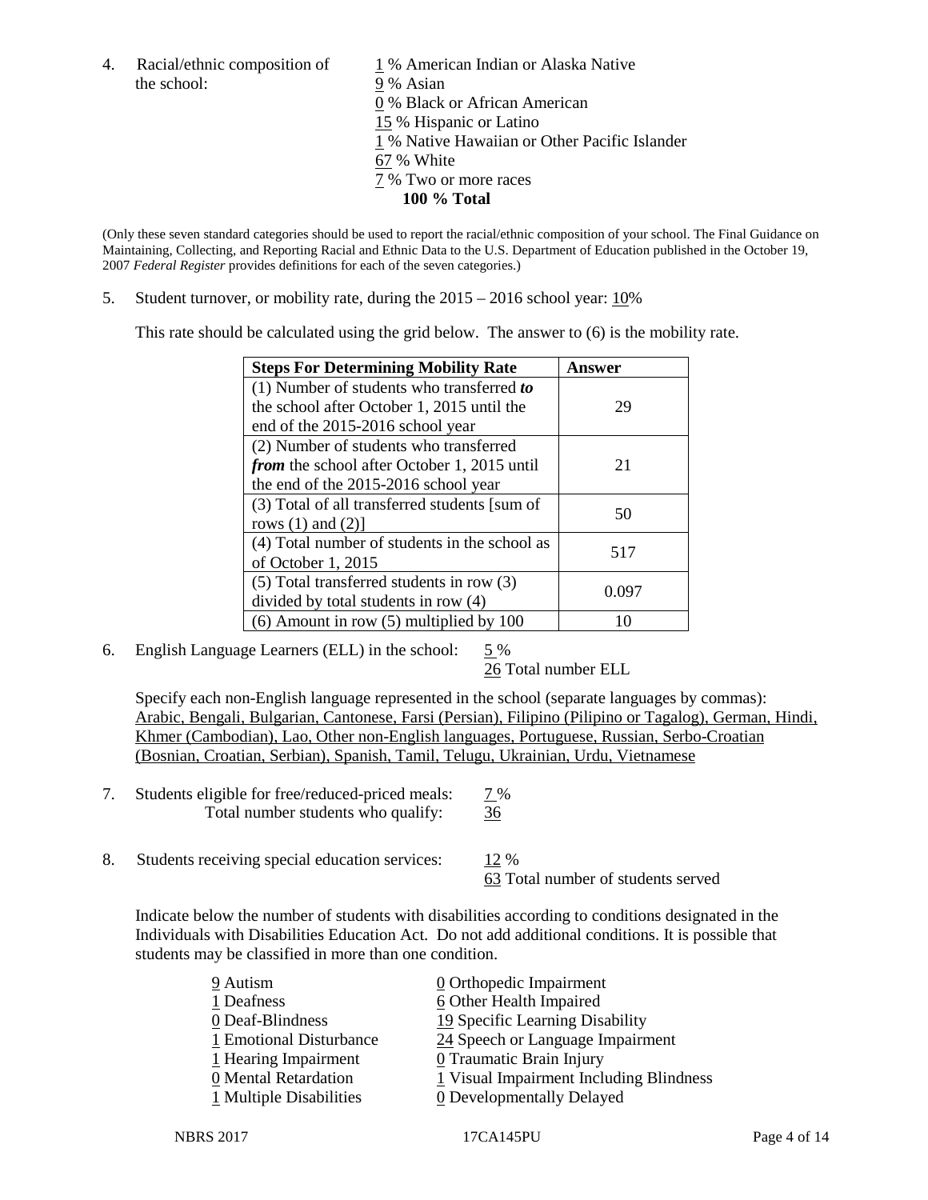4. Racial/ethnic composition of the school:

1 % American Indian or Alaska Native
9 % Asian
0 % Black or African American
15 % Hispanic or Latino
1 % Native Hawaiian or Other Pacific Islander
67 % White
7 % Two or more races
**100 % Total**

(Only these seven standard categories should be used to report the racial/ethnic composition of your school. The Final Guidance on Maintaining, Collecting, and Reporting Racial and Ethnic Data to the U.S. Department of Education published in the October 19, 2007 *Federal Register* provides definitions for each of the seven categories.)

5. Student turnover, or mobility rate, during the 2015 – 2016 school year: 10%

This rate should be calculated using the grid below. The answer to (6) is the mobility rate.

| Steps For Determining Mobility Rate | Answer |
|---|---|
| (1) Number of students who transferred ***to*** the school after October 1, 2015 until the end of the 2015-2016 school year | 29 |
| (2) Number of students who transferred ***from*** the school after October 1, 2015 until the end of the 2015-2016 school year | 21 |
| (3) Total of all transferred students [sum of rows (1) and (2)] | 50 |
| (4) Total number of students in the school as of October 1, 2015 | 517 |
| (5) Total transferred students in row (3) divided by total students in row (4) | 0.097 |
| (6) Amount in row (5) multiplied by 100 | 10 |

6. English Language Learners (ELL) in the school: 5 %
26 Total number ELL

Specify each non-English language represented in the school (separate languages by commas): Arabic, Bengali, Bulgarian, Cantonese, Farsi (Persian), Filipino (Pilipino or Tagalog), German, Hindi, Khmer (Cambodian), Lao, Other non-English languages, Portuguese, Russian, Serbo-Croatian (Bosnian, Croatian, Serbian), Spanish, Tamil, Telugu, Ukrainian, Urdu, Vietnamese

7. Students eligible for free/reduced-priced meals: 7 %
Total number students who qualify: 36

8. Students receiving special education services: 12 %
63 Total number of students served

Indicate below the number of students with disabilities according to conditions designated in the Individuals with Disabilities Education Act. Do not add additional conditions. It is possible that students may be classified in more than one condition.

9 Autism
1 Deafness
0 Deaf-Blindness
1 Emotional Disturbance
1 Hearing Impairment
0 Mental Retardation
1 Multiple Disabilities
0 Orthopedic Impairment
6 Other Health Impaired
19 Specific Learning Disability
24 Speech or Language Impairment
0 Traumatic Brain Injury
1 Visual Impairment Including Blindness
0 Developmentally Delayed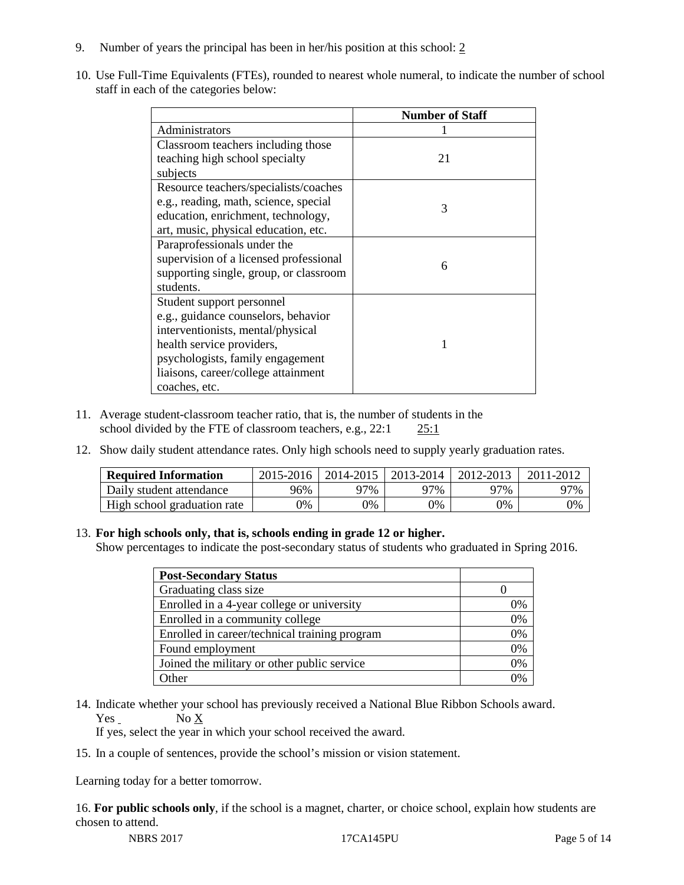9. Number of years the principal has been in her/his position at this school: 2

10. Use Full-Time Equivalents (FTEs), rounded to nearest whole numeral, to indicate the number of school staff in each of the categories below:

| | Number of Staff |
|---|---|
| Administrators | 1 |
| Classroom teachers including those teaching high school specialty subjects | 21 |
| Resource teachers/specialists/coaches e.g., reading, math, science, special education, enrichment, technology, art, music, physical education, etc. | 3 |
| Paraprofessionals under the supervision of a licensed professional supporting single, group, or classroom students. | 6 |
| Student support personnel e.g., guidance counselors, behavior interventionists, mental/physical health service providers, psychologists, family engagement liaisons, career/college attainment coaches, etc. | 1 |

11. Average student-classroom teacher ratio, that is, the number of students in the school divided by the FTE of classroom teachers, e.g., 22:1 25:1

12. Show daily student attendance rates. Only high schools need to supply yearly graduation rates.

| Required Information | 2015-2016 | 2014-2015 | 2013-2014 | 2012-2013 | 2011-2012 |
|---|---|---|---|---|---|
| Daily student attendance | 96% | 97% | 97% | 97% | 97% |
| High school graduation rate | 0% | 0% | 0% | 0% | 0% |

13. **For high schools only, that is, schools ending in grade 12 or higher.**
Show percentages to indicate the post-secondary status of students who graduated in Spring 2016.

| Post-Secondary Status | |
|---|---|
| Graduating class size | 0 |
| Enrolled in a 4-year college or university | 0% |
| Enrolled in a community college | 0% |
| Enrolled in career/technical training program | 0% |
| Found employment | 0% |
| Joined the military or other public service | 0% |
| Other | 0% |

14. Indicate whether your school has previously received a National Blue Ribbon Schools award.
Yes No X
If yes, select the year in which your school received the award.

15. In a couple of sentences, provide the school's mission or vision statement.

Learning today for a better tomorrow.

16. **For public schools only**, if the school is a magnet, charter, or choice school, explain how students are chosen to attend.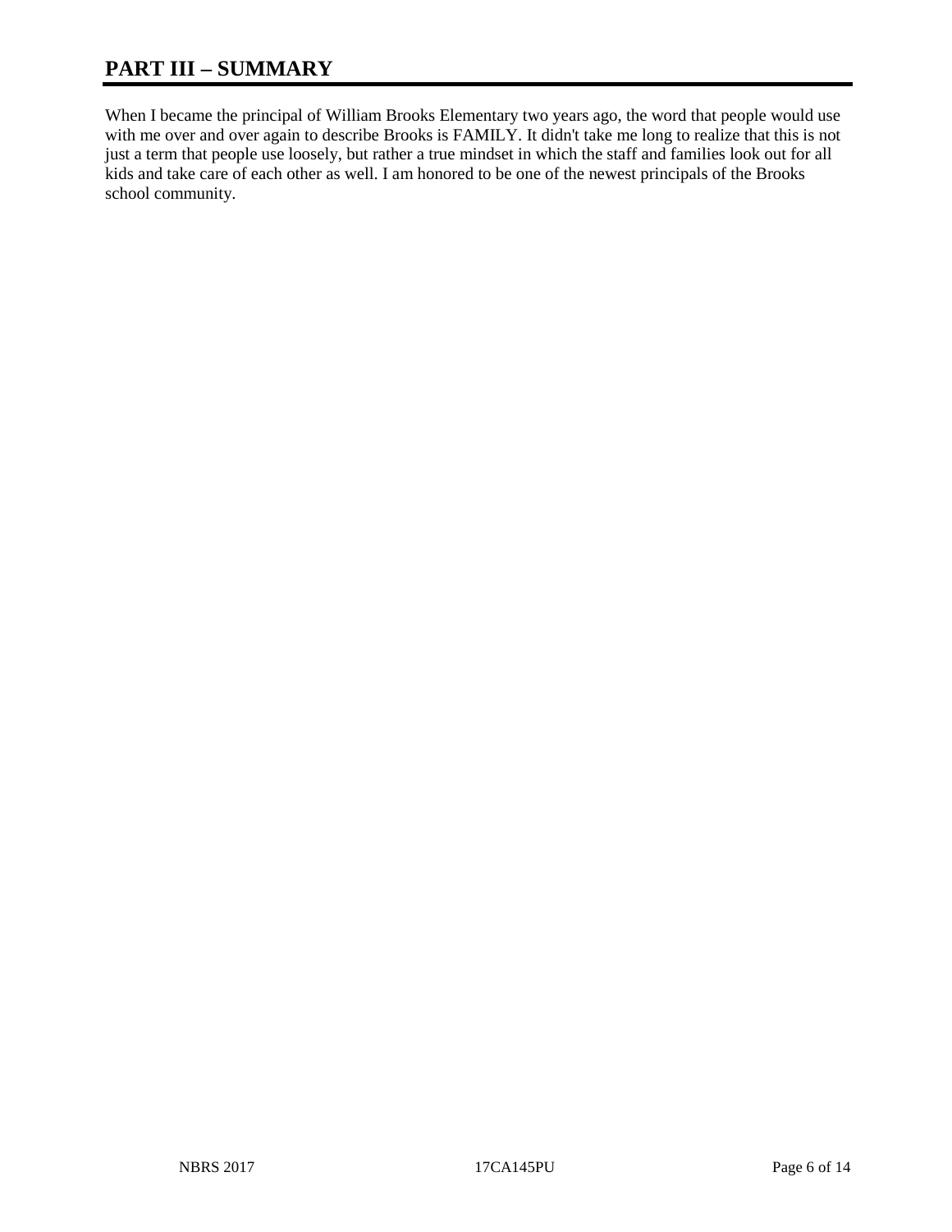# PART III – SUMMARY

When I became the principal of William Brooks Elementary two years ago, the word that people would use with me over and over again to describe Brooks is FAMILY. It didn't take me long to realize that this is not just a term that people use loosely, but rather a true mindset in which the staff and families look out for all kids and take care of each other as well. I am honored to be one of the newest principals of the Brooks school community.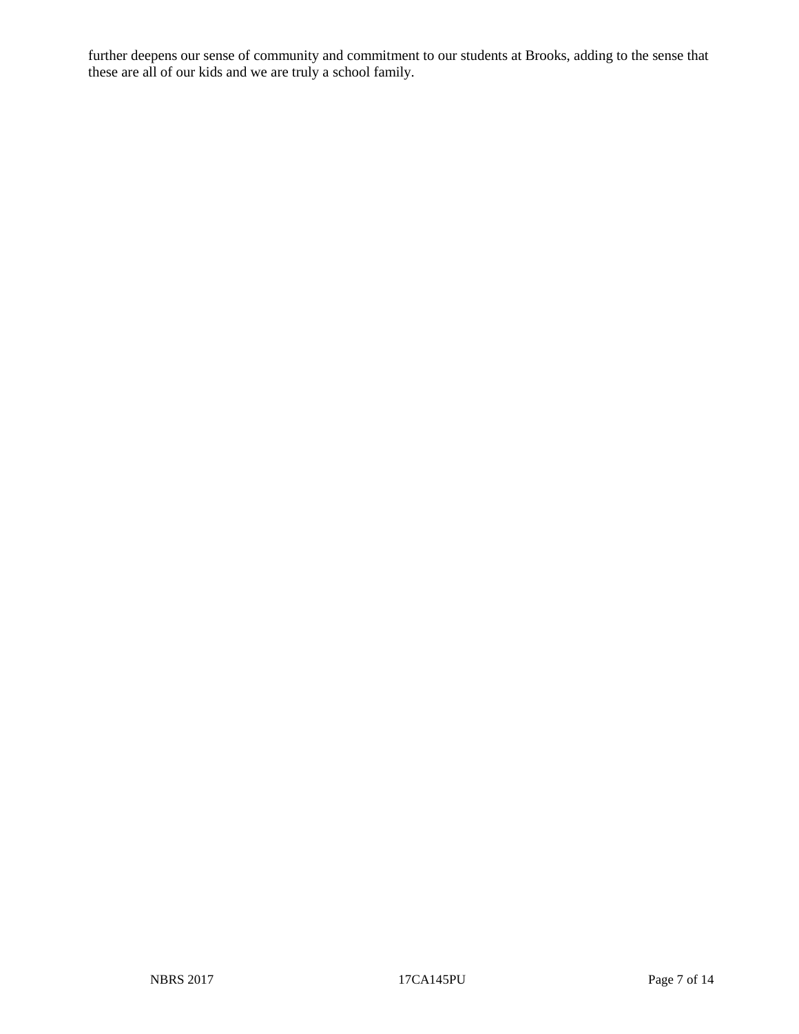further deepens our sense of community and commitment to our students at Brooks, adding to the sense that these are all of our kids and we are truly a school family.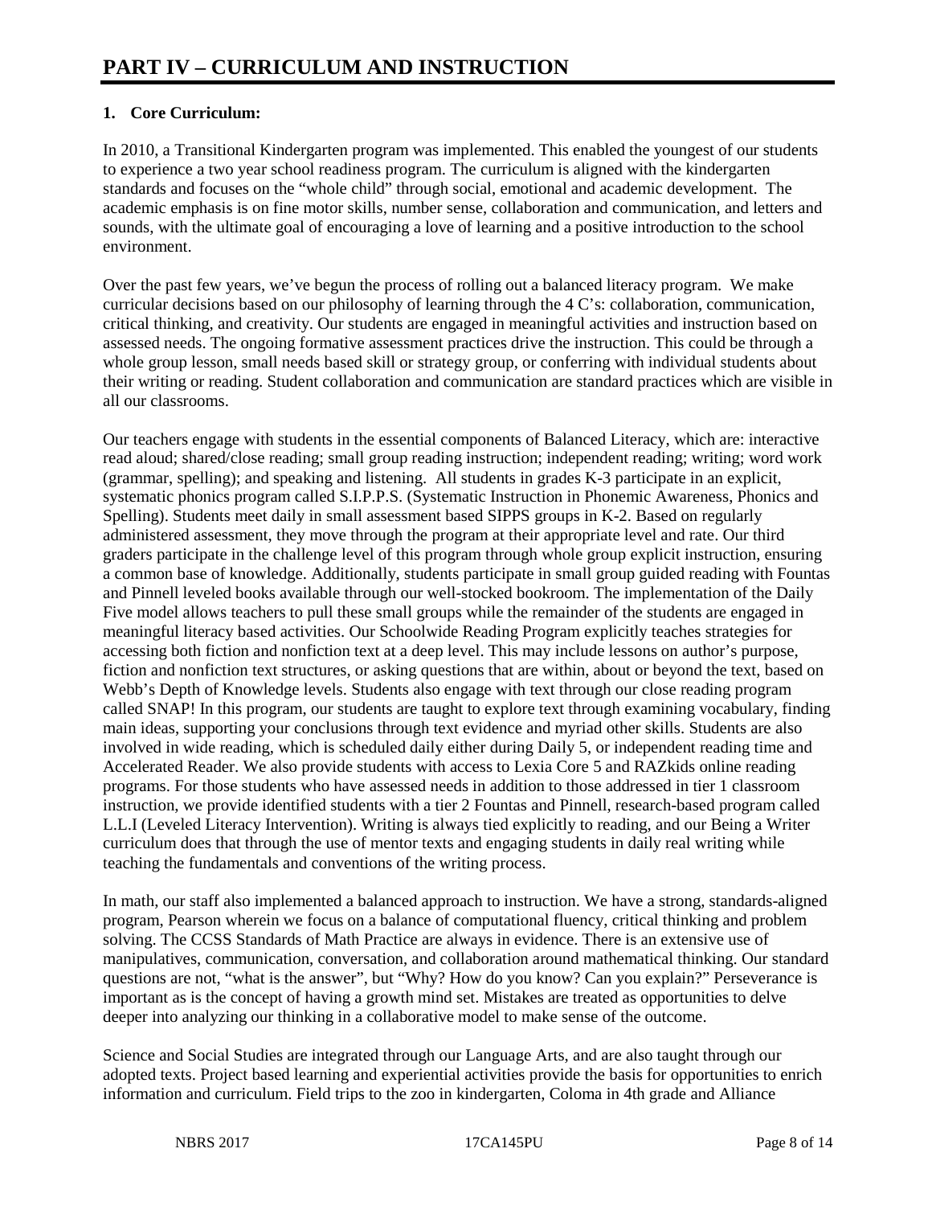# PART IV – CURRICULUM AND INSTRUCTION

**1. Core Curriculum:**

In 2010, a Transitional Kindergarten program was implemented. This enabled the youngest of our students to experience a two year school readiness program. The curriculum is aligned with the kindergarten standards and focuses on the "whole child" through social, emotional and academic development. The academic emphasis is on fine motor skills, number sense, collaboration and communication, and letters and sounds, with the ultimate goal of encouraging a love of learning and a positive introduction to the school environment.

Over the past few years, we've begun the process of rolling out a balanced literacy program. We make curricular decisions based on our philosophy of learning through the 4 C's: collaboration, communication, critical thinking, and creativity. Our students are engaged in meaningful activities and instruction based on assessed needs. The ongoing formative assessment practices drive the instruction. This could be through a whole group lesson, small needs based skill or strategy group, or conferring with individual students about their writing or reading. Student collaboration and communication are standard practices which are visible in all our classrooms.

Our teachers engage with students in the essential components of Balanced Literacy, which are: interactive read aloud; shared/close reading; small group reading instruction; independent reading; writing; word work (grammar, spelling); and speaking and listening. All students in grades K-3 participate in an explicit, systematic phonics program called S.I.P.P.S. (Systematic Instruction in Phonemic Awareness, Phonics and Spelling). Students meet daily in small assessment based SIPPS groups in K-2. Based on regularly administered assessment, they move through the program at their appropriate level and rate. Our third graders participate in the challenge level of this program through whole group explicit instruction, ensuring a common base of knowledge. Additionally, students participate in small group guided reading with Fountas and Pinnell leveled books available through our well-stocked bookroom. The implementation of the Daily Five model allows teachers to pull these small groups while the remainder of the students are engaged in meaningful literacy based activities. Our Schoolwide Reading Program explicitly teaches strategies for accessing both fiction and nonfiction text at a deep level. This may include lessons on author's purpose, fiction and nonfiction text structures, or asking questions that are within, about or beyond the text, based on Webb's Depth of Knowledge levels. Students also engage with text through our close reading program called SNAP! In this program, our students are taught to explore text through examining vocabulary, finding main ideas, supporting your conclusions through text evidence and myriad other skills. Students are also involved in wide reading, which is scheduled daily either during Daily 5, or independent reading time and Accelerated Reader. We also provide students with access to Lexia Core 5 and RAZkids online reading programs. For those students who have assessed needs in addition to those addressed in tier 1 classroom instruction, we provide identified students with a tier 2 Fountas and Pinnell, research-based program called L.L.I (Leveled Literacy Intervention). Writing is always tied explicitly to reading, and our Being a Writer curriculum does that through the use of mentor texts and engaging students in daily real writing while teaching the fundamentals and conventions of the writing process.

In math, our staff also implemented a balanced approach to instruction. We have a strong, standards-aligned program, Pearson wherein we focus on a balance of computational fluency, critical thinking and problem solving. The CCSS Standards of Math Practice are always in evidence. There is an extensive use of manipulatives, communication, conversation, and collaboration around mathematical thinking. Our standard questions are not, "what is the answer", but "Why? How do you know? Can you explain?" Perseverance is important as is the concept of having a growth mind set. Mistakes are treated as opportunities to delve deeper into analyzing our thinking in a collaborative model to make sense of the outcome.

Science and Social Studies are integrated through our Language Arts, and are also taught through our adopted texts. Project based learning and experiential activities provide the basis for opportunities to enrich information and curriculum. Field trips to the zoo in kindergarten, Coloma in 4th grade and Alliance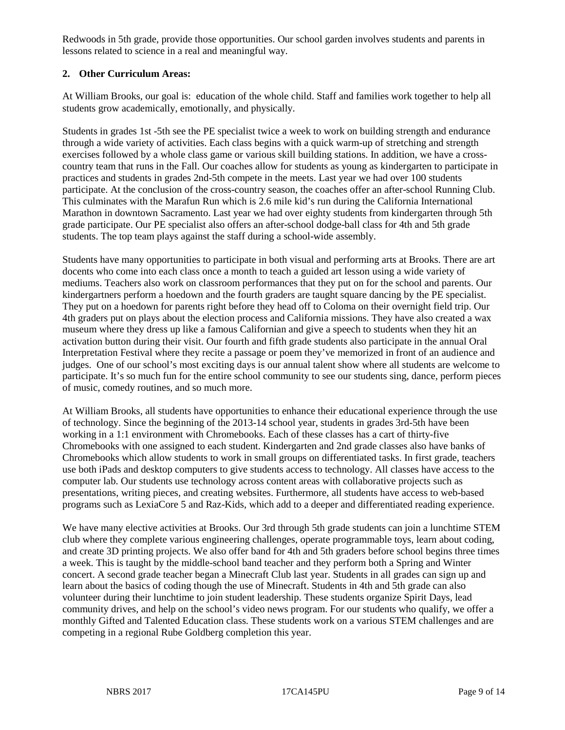Redwoods in 5th grade, provide those opportunities. Our school garden involves students and parents in lessons related to science in a real and meaningful way.

**2. Other Curriculum Areas:**

At William Brooks, our goal is: education of the whole child. Staff and families work together to help all students grow academically, emotionally, and physically.

Students in grades 1st -5th see the PE specialist twice a week to work on building strength and endurance through a wide variety of activities. Each class begins with a quick warm-up of stretching and strength exercises followed by a whole class game or various skill building stations. In addition, we have a cross-country team that runs in the Fall. Our coaches allow for students as young as kindergarten to participate in practices and students in grades 2nd-5th compete in the meets. Last year we had over 100 students participate. At the conclusion of the cross-country season, the coaches offer an after-school Running Club. This culminates with the Marafun Run which is 2.6 mile kid's run during the California International Marathon in downtown Sacramento. Last year we had over eighty students from kindergarten through 5th grade participate. Our PE specialist also offers an after-school dodge-ball class for 4th and 5th grade students. The top team plays against the staff during a school-wide assembly.

Students have many opportunities to participate in both visual and performing arts at Brooks. There are art docents who come into each class once a month to teach a guided art lesson using a wide variety of mediums. Teachers also work on classroom performances that they put on for the school and parents. Our kindergartners perform a hoedown and the fourth graders are taught square dancing by the PE specialist. They put on a hoedown for parents right before they head off to Coloma on their overnight field trip. Our 4th graders put on plays about the election process and California missions. They have also created a wax museum where they dress up like a famous Californian and give a speech to students when they hit an activation button during their visit. Our fourth and fifth grade students also participate in the annual Oral Interpretation Festival where they recite a passage or poem they've memorized in front of an audience and judges. One of our school's most exciting days is our annual talent show where all students are welcome to participate. It's so much fun for the entire school community to see our students sing, dance, perform pieces of music, comedy routines, and so much more.

At William Brooks, all students have opportunities to enhance their educational experience through the use of technology. Since the beginning of the 2013-14 school year, students in grades 3rd-5th have been working in a 1:1 environment with Chromebooks. Each of these classes has a cart of thirty-five Chromebooks with one assigned to each student. Kindergarten and 2nd grade classes also have banks of Chromebooks which allow students to work in small groups on differentiated tasks. In first grade, teachers use both iPads and desktop computers to give students access to technology. All classes have access to the computer lab. Our students use technology across content areas with collaborative projects such as presentations, writing pieces, and creating websites. Furthermore, all students have access to web-based programs such as LexiaCore 5 and Raz-Kids, which add to a deeper and differentiated reading experience.

We have many elective activities at Brooks. Our 3rd through 5th grade students can join a lunchtime STEM club where they complete various engineering challenges, operate programmable toys, learn about coding, and create 3D printing projects. We also offer band for 4th and 5th graders before school begins three times a week. This is taught by the middle-school band teacher and they perform both a Spring and Winter concert. A second grade teacher began a Minecraft Club last year. Students in all grades can sign up and learn about the basics of coding though the use of Minecraft. Students in 4th and 5th grade can also volunteer during their lunchtime to join student leadership. These students organize Spirit Days, lead community drives, and help on the school's video news program. For our students who qualify, we offer a monthly Gifted and Talented Education class. These students work on a various STEM challenges and are competing in a regional Rube Goldberg completion this year.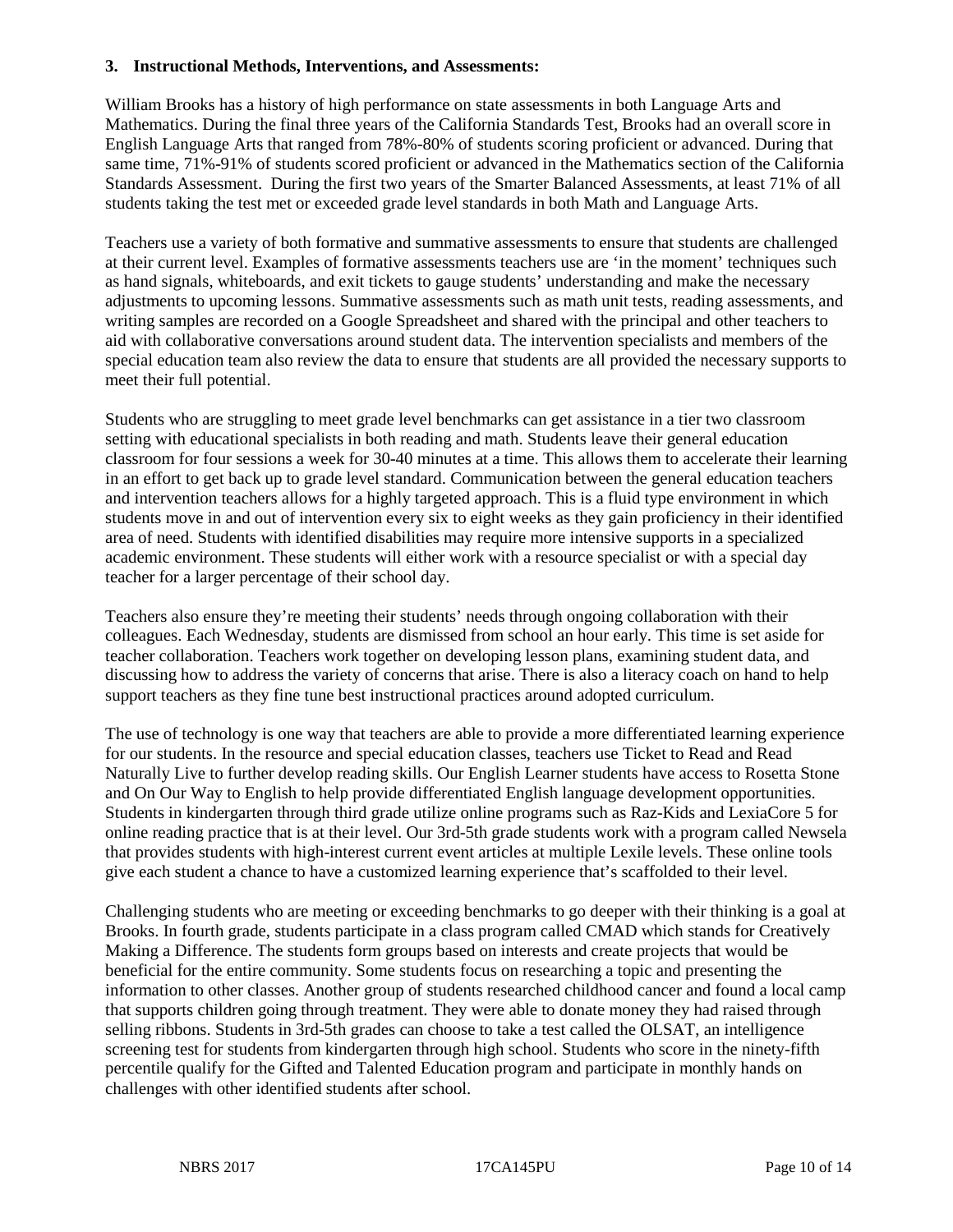### 3. Instructional Methods, Interventions, and Assessments:

William Brooks has a history of high performance on state assessments in both Language Arts and Mathematics. During the final three years of the California Standards Test, Brooks had an overall score in English Language Arts that ranged from 78%-80% of students scoring proficient or advanced. During that same time, 71%-91% of students scored proficient or advanced in the Mathematics section of the California Standards Assessment. During the first two years of the Smarter Balanced Assessments, at least 71% of all students taking the test met or exceeded grade level standards in both Math and Language Arts.

Teachers use a variety of both formative and summative assessments to ensure that students are challenged at their current level. Examples of formative assessments teachers use are 'in the moment' techniques such as hand signals, whiteboards, and exit tickets to gauge students' understanding and make the necessary adjustments to upcoming lessons. Summative assessments such as math unit tests, reading assessments, and writing samples are recorded on a Google Spreadsheet and shared with the principal and other teachers to aid with collaborative conversations around student data. The intervention specialists and members of the special education team also review the data to ensure that students are all provided the necessary supports to meet their full potential.

Students who are struggling to meet grade level benchmarks can get assistance in a tier two classroom setting with educational specialists in both reading and math. Students leave their general education classroom for four sessions a week for 30-40 minutes at a time. This allows them to accelerate their learning in an effort to get back up to grade level standard. Communication between the general education teachers and intervention teachers allows for a highly targeted approach. This is a fluid type environment in which students move in and out of intervention every six to eight weeks as they gain proficiency in their identified area of need. Students with identified disabilities may require more intensive supports in a specialized academic environment. These students will either work with a resource specialist or with a special day teacher for a larger percentage of their school day.

Teachers also ensure they're meeting their students' needs through ongoing collaboration with their colleagues. Each Wednesday, students are dismissed from school an hour early. This time is set aside for teacher collaboration. Teachers work together on developing lesson plans, examining student data, and discussing how to address the variety of concerns that arise. There is also a literacy coach on hand to help support teachers as they fine tune best instructional practices around adopted curriculum.

The use of technology is one way that teachers are able to provide a more differentiated learning experience for our students. In the resource and special education classes, teachers use Ticket to Read and Read Naturally Live to further develop reading skills. Our English Learner students have access to Rosetta Stone and On Our Way to English to help provide differentiated English language development opportunities. Students in kindergarten through third grade utilize online programs such as Raz-Kids and LexiaCore 5 for online reading practice that is at their level. Our 3rd-5th grade students work with a program called Newsela that provides students with high-interest current event articles at multiple Lexile levels. These online tools give each student a chance to have a customized learning experience that's scaffolded to their level.

Challenging students who are meeting or exceeding benchmarks to go deeper with their thinking is a goal at Brooks. In fourth grade, students participate in a class program called CMAD which stands for Creatively Making a Difference. The students form groups based on interests and create projects that would be beneficial for the entire community. Some students focus on researching a topic and presenting the information to other classes. Another group of students researched childhood cancer and found a local camp that supports children going through treatment. They were able to donate money they had raised through selling ribbons. Students in 3rd-5th grades can choose to take a test called the OLSAT, an intelligence screening test for students from kindergarten through high school. Students who score in the ninety-fifth percentile qualify for the Gifted and Talented Education program and participate in monthly hands on challenges with other identified students after school.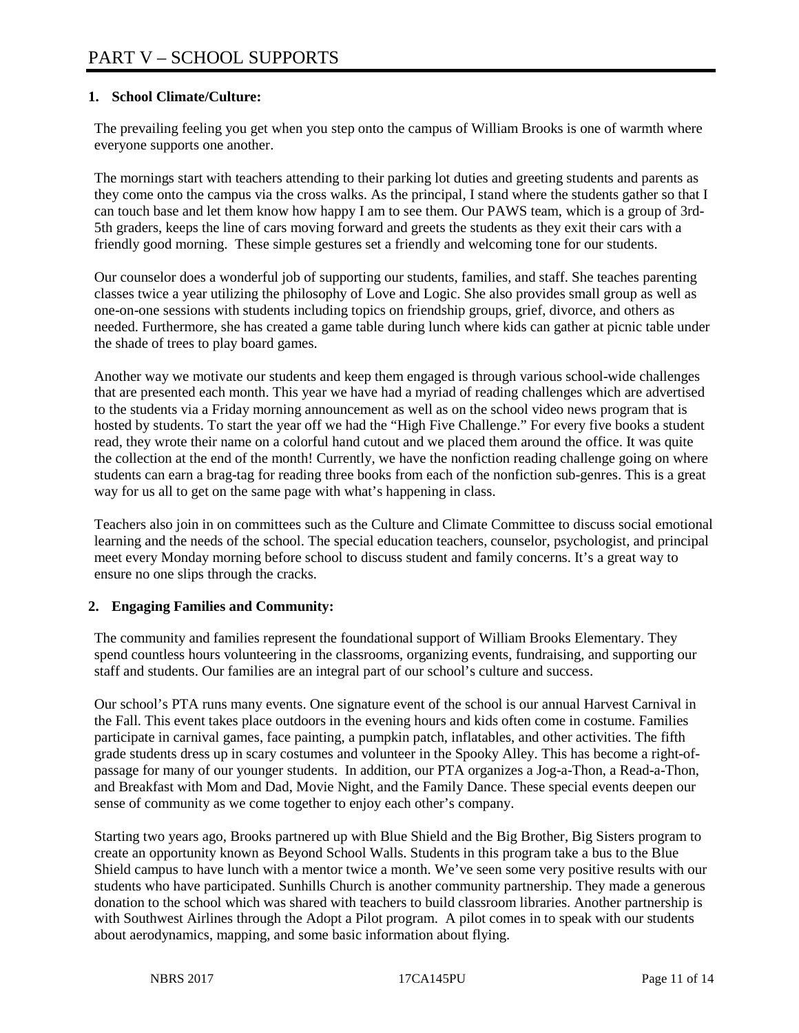# PART V – SCHOOL SUPPORTS

**1. School Climate/Culture:**

The prevailing feeling you get when you step onto the campus of William Brooks is one of warmth where everyone supports one another.

The mornings start with teachers attending to their parking lot duties and greeting students and parents as they come onto the campus via the cross walks. As the principal, I stand where the students gather so that I can touch base and let them know how happy I am to see them. Our PAWS team, which is a group of 3rd-5th graders, keeps the line of cars moving forward and greets the students as they exit their cars with a friendly good morning. These simple gestures set a friendly and welcoming tone for our students.

Our counselor does a wonderful job of supporting our students, families, and staff. She teaches parenting classes twice a year utilizing the philosophy of Love and Logic. She also provides small group as well as one-on-one sessions with students including topics on friendship groups, grief, divorce, and others as needed. Furthermore, she has created a game table during lunch where kids can gather at picnic table under the shade of trees to play board games.

Another way we motivate our students and keep them engaged is through various school-wide challenges that are presented each month. This year we have had a myriad of reading challenges which are advertised to the students via a Friday morning announcement as well as on the school video news program that is hosted by students. To start the year off we had the "High Five Challenge." For every five books a student read, they wrote their name on a colorful hand cutout and we placed them around the office. It was quite the collection at the end of the month! Currently, we have the nonfiction reading challenge going on where students can earn a brag-tag for reading three books from each of the nonfiction sub-genres. This is a great way for us all to get on the same page with what's happening in class.

Teachers also join in on committees such as the Culture and Climate Committee to discuss social emotional learning and the needs of the school. The special education teachers, counselor, psychologist, and principal meet every Monday morning before school to discuss student and family concerns. It's a great way to ensure no one slips through the cracks.

**2. Engaging Families and Community:**

The community and families represent the foundational support of William Brooks Elementary. They spend countless hours volunteering in the classrooms, organizing events, fundraising, and supporting our staff and students. Our families are an integral part of our school's culture and success.

Our school's PTA runs many events. One signature event of the school is our annual Harvest Carnival in the Fall. This event takes place outdoors in the evening hours and kids often come in costume. Families participate in carnival games, face painting, a pumpkin patch, inflatables, and other activities. The fifth grade students dress up in scary costumes and volunteer in the Spooky Alley. This has become a right-of-passage for many of our younger students. In addition, our PTA organizes a Jog-a-Thon, a Read-a-Thon, and Breakfast with Mom and Dad, Movie Night, and the Family Dance. These special events deepen our sense of community as we come together to enjoy each other's company.

Starting two years ago, Brooks partnered up with Blue Shield and the Big Brother, Big Sisters program to create an opportunity known as Beyond School Walls. Students in this program take a bus to the Blue Shield campus to have lunch with a mentor twice a month. We've seen some very positive results with our students who have participated. Sunhills Church is another community partnership. They made a generous donation to the school which was shared with teachers to build classroom libraries. Another partnership is with Southwest Airlines through the Adopt a Pilot program. A pilot comes in to speak with our students about aerodynamics, mapping, and some basic information about flying.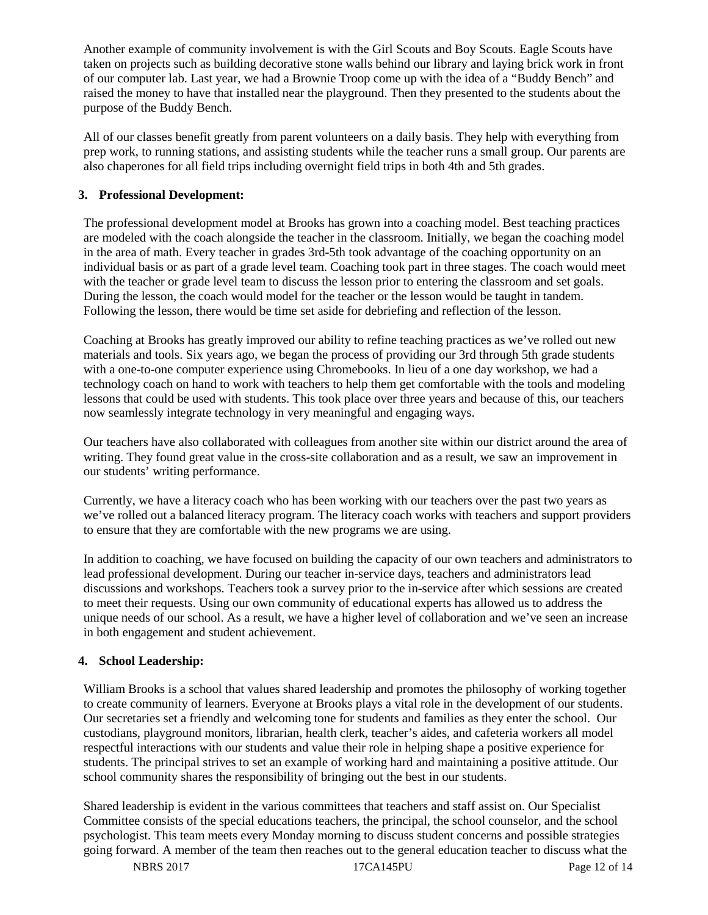Another example of community involvement is with the Girl Scouts and Boy Scouts. Eagle Scouts have taken on projects such as building decorative stone walls behind our library and laying brick work in front of our computer lab. Last year, we had a Brownie Troop come up with the idea of a "Buddy Bench" and raised the money to have that installed near the playground. Then they presented to the students about the purpose of the Buddy Bench.

All of our classes benefit greatly from parent volunteers on a daily basis. They help with everything from prep work, to running stations, and assisting students while the teacher runs a small group. Our parents are also chaperones for all field trips including overnight field trips in both 4th and 5th grades.

**3. Professional Development:**

The professional development model at Brooks has grown into a coaching model. Best teaching practices are modeled with the coach alongside the teacher in the classroom. Initially, we began the coaching model in the area of math. Every teacher in grades 3rd-5th took advantage of the coaching opportunity on an individual basis or as part of a grade level team. Coaching took part in three stages. The coach would meet with the teacher or grade level team to discuss the lesson prior to entering the classroom and set goals. During the lesson, the coach would model for the teacher or the lesson would be taught in tandem. Following the lesson, there would be time set aside for debriefing and reflection of the lesson.

Coaching at Brooks has greatly improved our ability to refine teaching practices as we've rolled out new materials and tools. Six years ago, we began the process of providing our 3rd through 5th grade students with a one-to-one computer experience using Chromebooks. In lieu of a one day workshop, we had a technology coach on hand to work with teachers to help them get comfortable with the tools and modeling lessons that could be used with students. This took place over three years and because of this, our teachers now seamlessly integrate technology in very meaningful and engaging ways.

Our teachers have also collaborated with colleagues from another site within our district around the area of writing. They found great value in the cross-site collaboration and as a result, we saw an improvement in our students' writing performance.

Currently, we have a literacy coach who has been working with our teachers over the past two years as we've rolled out a balanced literacy program. The literacy coach works with teachers and support providers to ensure that they are comfortable with the new programs we are using.

In addition to coaching, we have focused on building the capacity of our own teachers and administrators to lead professional development. During our teacher in-service days, teachers and administrators lead discussions and workshops. Teachers took a survey prior to the in-service after which sessions are created to meet their requests. Using our own community of educational experts has allowed us to address the unique needs of our school. As a result, we have a higher level of collaboration and we've seen an increase in both engagement and student achievement.

**4. School Leadership:**

William Brooks is a school that values shared leadership and promotes the philosophy of working together to create community of learners. Everyone at Brooks plays a vital role in the development of our students. Our secretaries set a friendly and welcoming tone for students and families as they enter the school. Our custodians, playground monitors, librarian, health clerk, teacher's aides, and cafeteria workers all model respectful interactions with our students and value their role in helping shape a positive experience for students. The principal strives to set an example of working hard and maintaining a positive attitude. Our school community shares the responsibility of bringing out the best in our students.

Shared leadership is evident in the various committees that teachers and staff assist on. Our Specialist Committee consists of the special educations teachers, the principal, the school counselor, and the school psychologist. This team meets every Monday morning to discuss student concerns and possible strategies going forward. A member of the team then reaches out to the general education teacher to discuss what the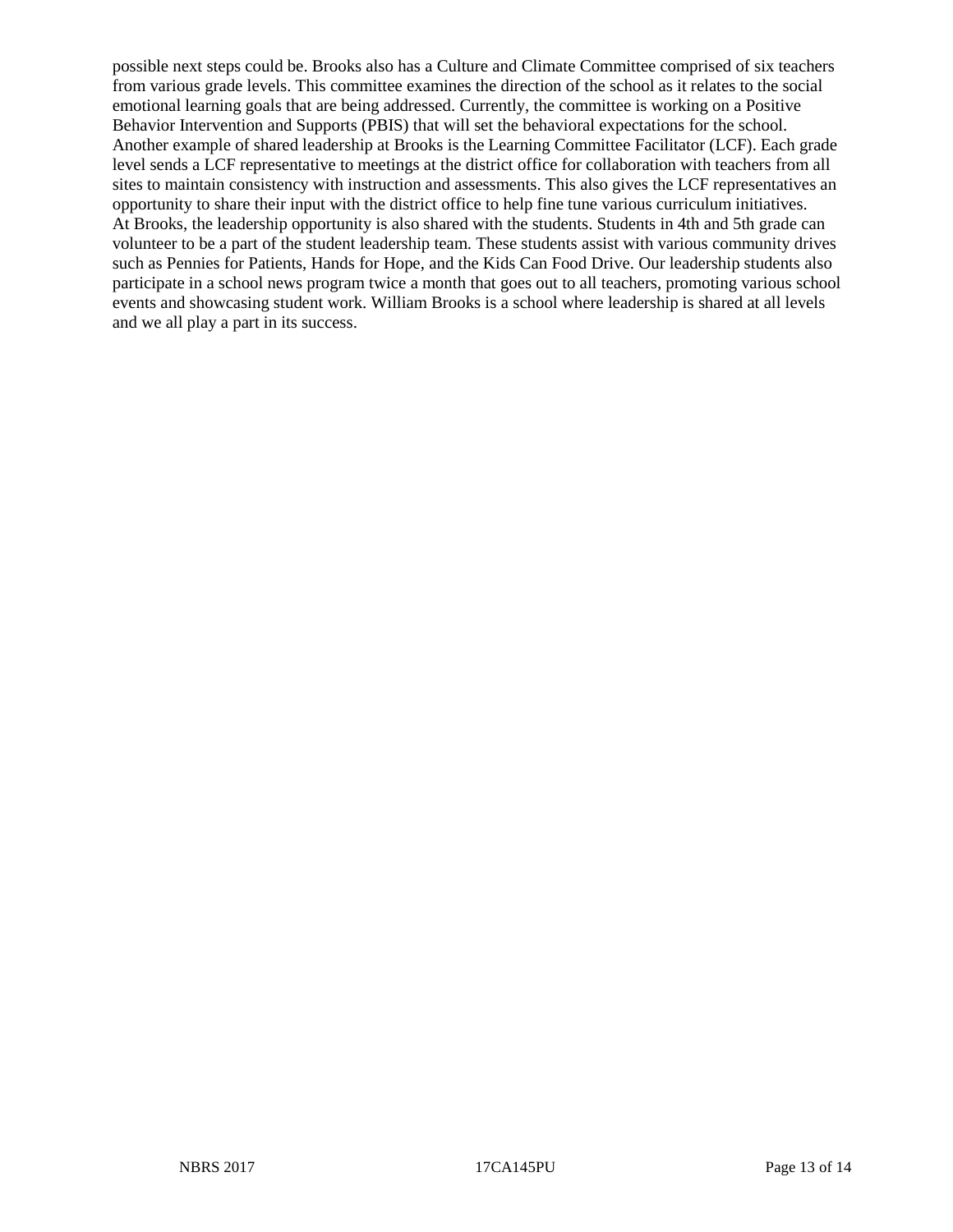possible next steps could be. Brooks also has a Culture and Climate Committee comprised of six teachers from various grade levels. This committee examines the direction of the school as it relates to the social emotional learning goals that are being addressed. Currently, the committee is working on a Positive Behavior Intervention and Supports (PBIS) that will set the behavioral expectations for the school. Another example of shared leadership at Brooks is the Learning Committee Facilitator (LCF). Each grade level sends a LCF representative to meetings at the district office for collaboration with teachers from all sites to maintain consistency with instruction and assessments. This also gives the LCF representatives an opportunity to share their input with the district office to help fine tune various curriculum initiatives.

At Brooks, the leadership opportunity is also shared with the students. Students in 4th and 5th grade can volunteer to be a part of the student leadership team. These students assist with various community drives such as Pennies for Patients, Hands for Hope, and the Kids Can Food Drive. Our leadership students also participate in a school news program twice a month that goes out to all teachers, promoting various school events and showcasing student work. William Brooks is a school where leadership is shared at all levels and we all play a part in its success.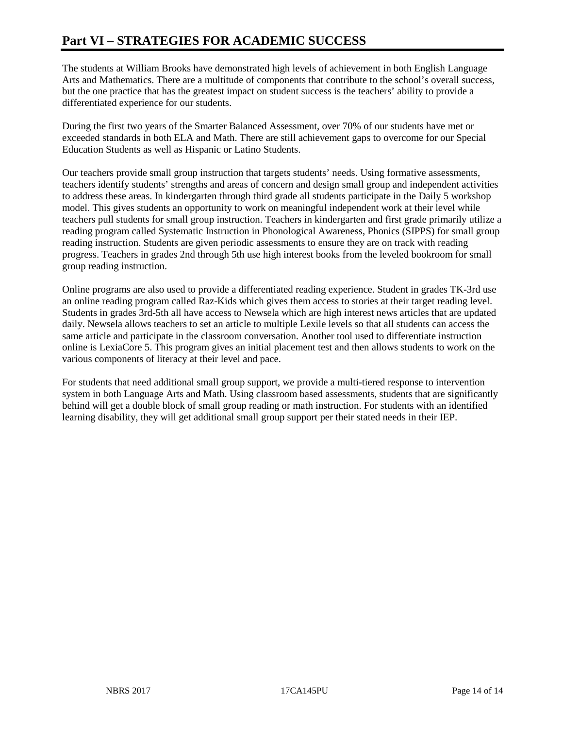# Part VI – STRATEGIES FOR ACADEMIC SUCCESS

The students at William Brooks have demonstrated high levels of achievement in both English Language Arts and Mathematics. There are a multitude of components that contribute to the school's overall success, but the one practice that has the greatest impact on student success is the teachers' ability to provide a differentiated experience for our students.

During the first two years of the Smarter Balanced Assessment, over 70% of our students have met or exceeded standards in both ELA and Math. There are still achievement gaps to overcome for our Special Education Students as well as Hispanic or Latino Students.

Our teachers provide small group instruction that targets students' needs. Using formative assessments, teachers identify students' strengths and areas of concern and design small group and independent activities to address these areas. In kindergarten through third grade all students participate in the Daily 5 workshop model. This gives students an opportunity to work on meaningful independent work at their level while teachers pull students for small group instruction. Teachers in kindergarten and first grade primarily utilize a reading program called Systematic Instruction in Phonological Awareness, Phonics (SIPPS) for small group reading instruction. Students are given periodic assessments to ensure they are on track with reading progress. Teachers in grades 2nd through 5th use high interest books from the leveled bookroom for small group reading instruction.

Online programs are also used to provide a differentiated reading experience. Student in grades TK-3rd use an online reading program called Raz-Kids which gives them access to stories at their target reading level. Students in grades 3rd-5th all have access to Newsela which are high interest news articles that are updated daily. Newsela allows teachers to set an article to multiple Lexile levels so that all students can access the same article and participate in the classroom conversation. Another tool used to differentiate instruction online is LexiaCore 5. This program gives an initial placement test and then allows students to work on the various components of literacy at their level and pace.

For students that need additional small group support, we provide a multi-tiered response to intervention system in both Language Arts and Math. Using classroom based assessments, students that are significantly behind will get a double block of small group reading or math instruction. For students with an identified learning disability, they will get additional small group support per their stated needs in their IEP.